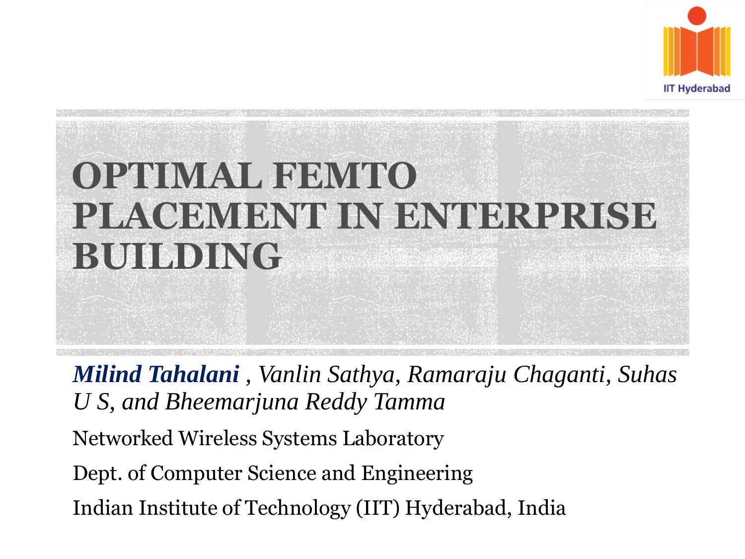# OPTIMAL FEMTO PLACEMENT IN ENTERPRISE BUILDING

***Milind Tahalani*** *, Vanlin Sathya, Ramaraju Chaganti, Suhas U S, and Bheemarjuna Reddy Tamma*

Networked Wireless Systems Laboratory

Dept. of Computer Science and Engineering

Indian Institute of Technology (IIT) Hyderabad, India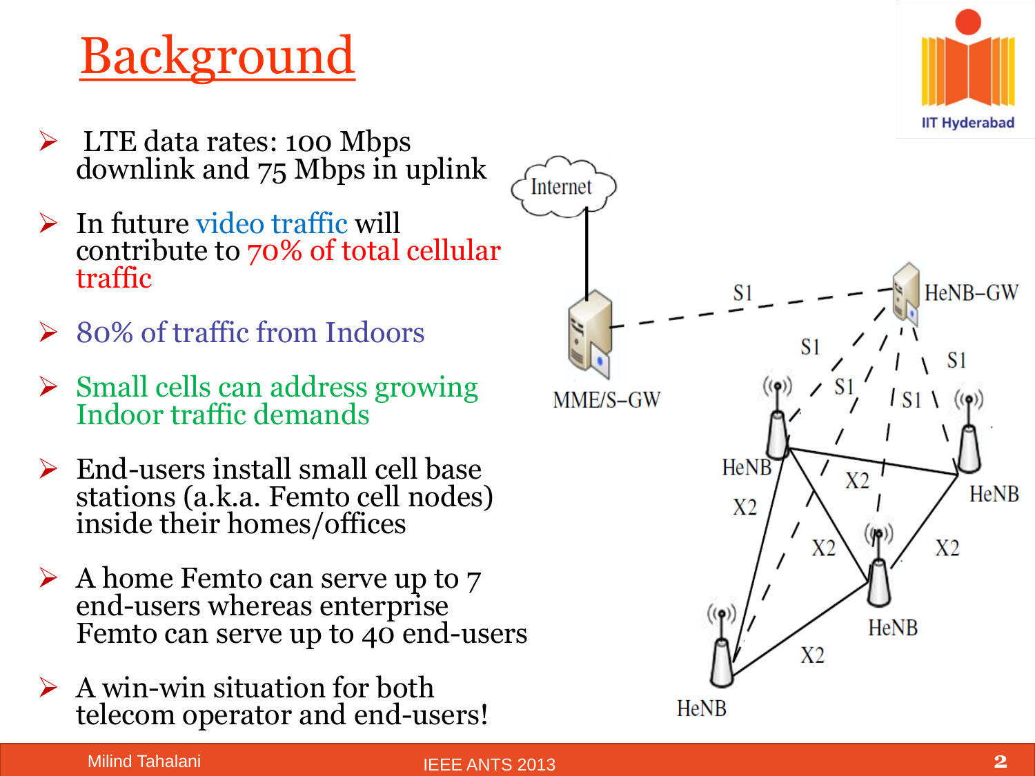# Background

- LTE data rates: 100 Mbps downlink and 75 Mbps in uplink
- In future video traffic will contribute to 70% of total cellular traffic
- 80% of traffic from Indoors
- Small cells can address growing Indoor traffic demands
- End-users install small cell base stations (a.k.a. Femto cell nodes) inside their homes/offices
- A home Femto can serve up to 7 end-users whereas enterprise Femto can serve up to 40 end-users
- A win-win situation for both telecom operator and end-users!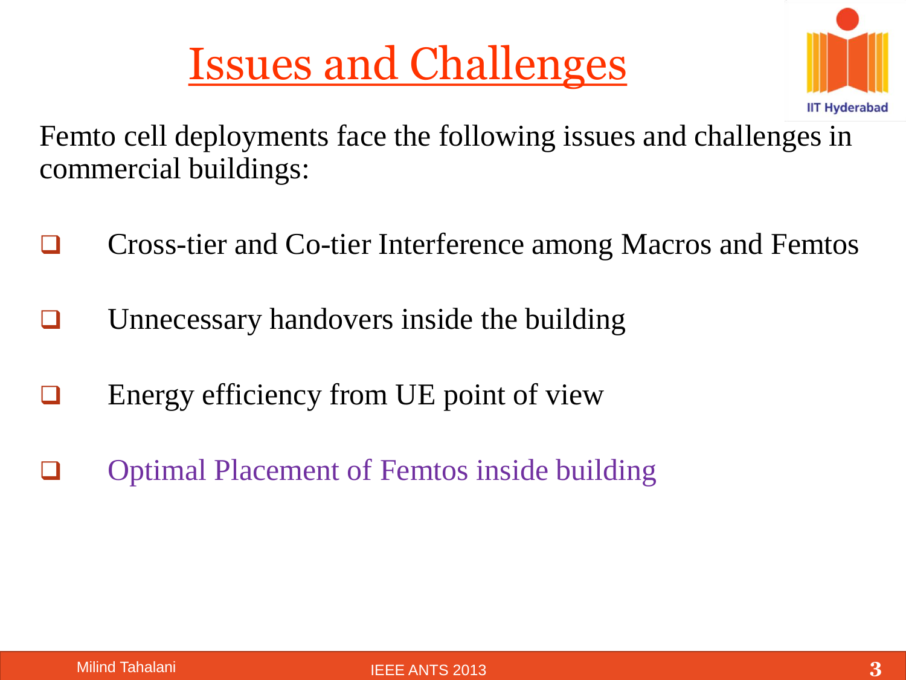# Issues and Challenges

Femto cell deployments face the following issues and challenges in commercial buildings:

- Cross-tier and Co-tier Interference among Macros and Femtos
- Unnecessary handovers inside the building
- Energy efficiency from UE point of view
- Optimal Placement of Femtos inside building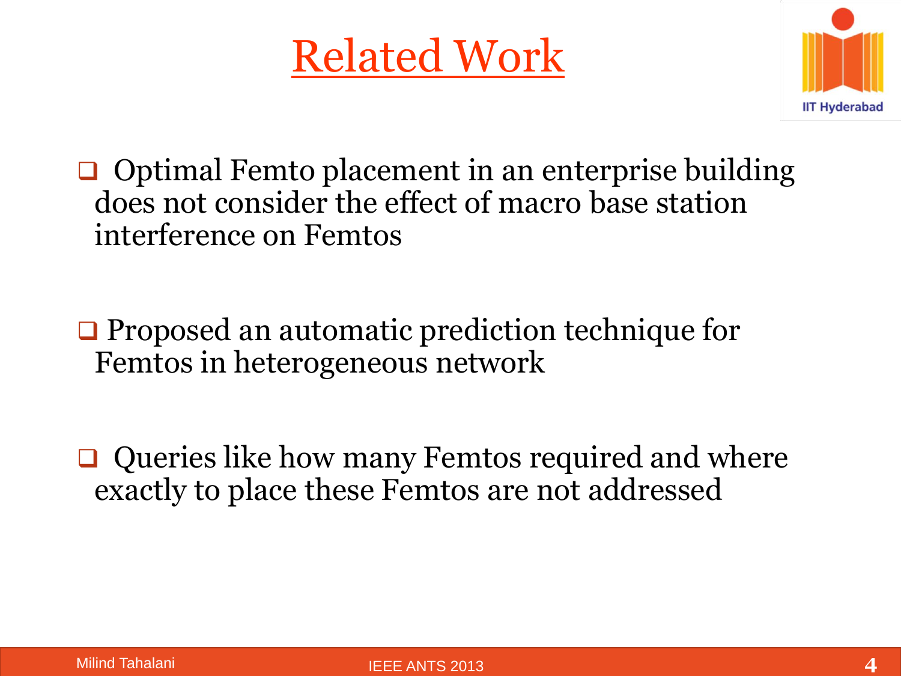# Related Work

- Optimal Femto placement in an enterprise building does not consider the effect of macro base station interference on Femtos

- Proposed an automatic prediction technique for Femtos in heterogeneous network

- Queries like how many Femtos required and where exactly to place these Femtos are not addressed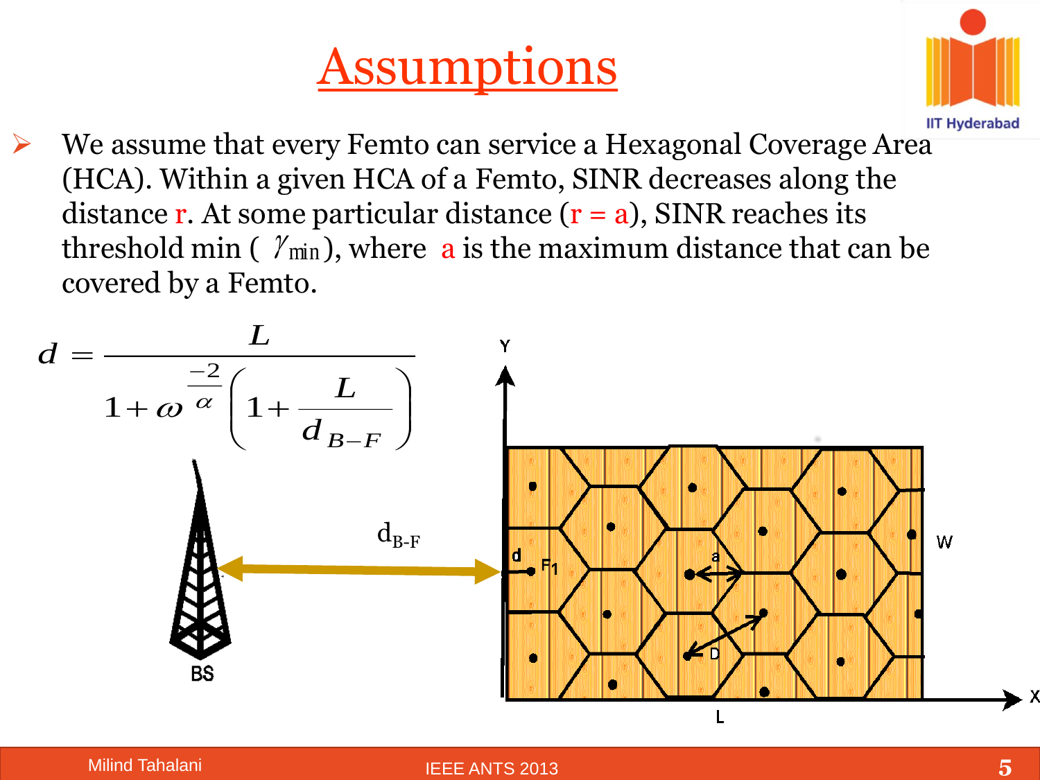# Assumptions

- We assume that every Femto can service a Hexagonal Coverage Area (HCA). Within a given HCA of a Femto, SINR decreases along the distance r. At some particular distance (r = a), SINR reaches its threshold min ( $\gamma_{min}$), where a is the maximum distance that can be covered by a Femto.

$$d = \frac{L}{1 + \omega^{\frac{-2}{\alpha}} \left(1 + \frac{L}{d_{B-F}}\right)}$$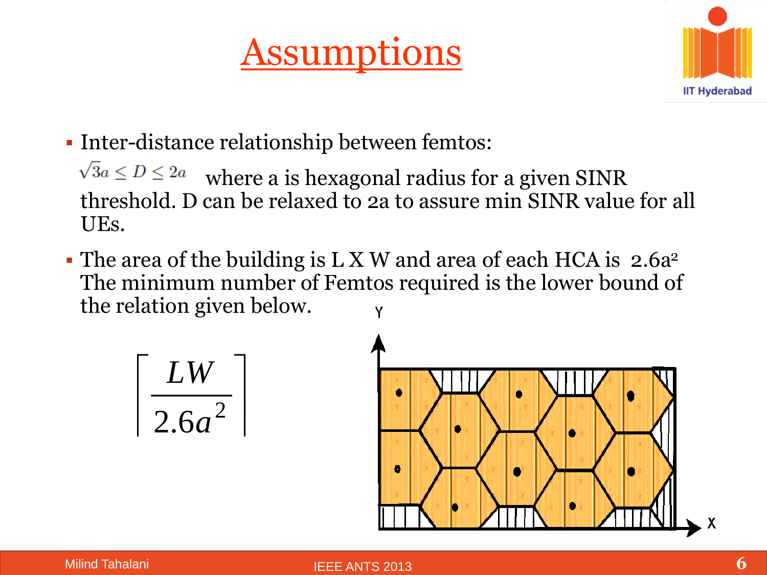# Assumptions

- Inter-distance relationship between femtos:

  $\sqrt{3}a \leq D \leq 2a$ where a is hexagonal radius for a given SINR threshold. D can be relaxed to 2a to assure min SINR value for all UEs.

- The area of the building is L X W and area of each HCA is $2.6a^2$. The minimum number of Femtos required is the lower bound of the relation given below.

$$\left\lceil \frac{LW}{2.6a^2} \right\rceil$$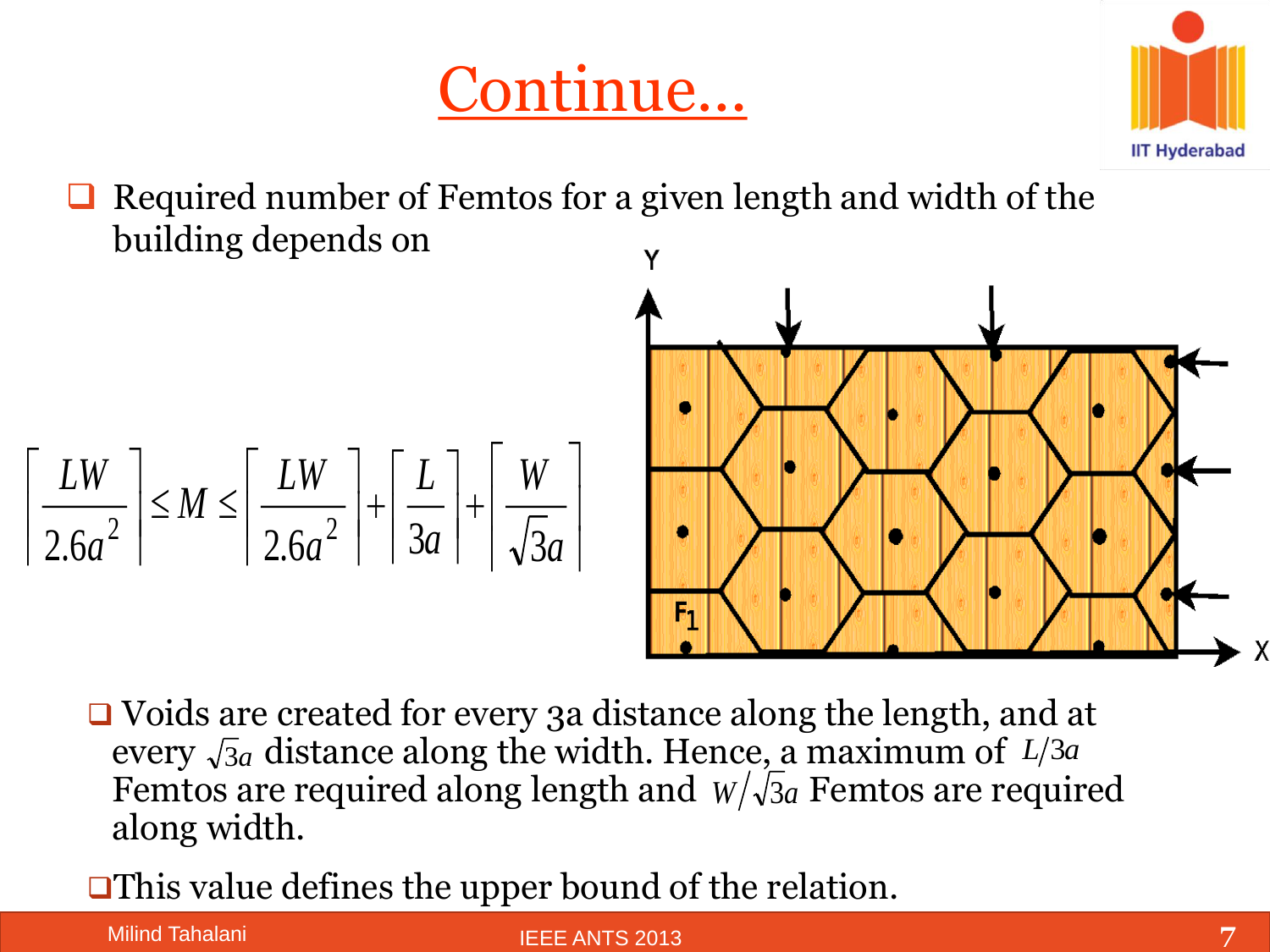# Continue…

- Required number of Femtos for a given length and width of the building depends on

$$\left\lceil \frac{LW}{2.6a^2} \right\rceil \leq M \leq \left\lceil \frac{LW}{2.6a^2} \right\rceil + \left\lceil \frac{L}{3a} \right\rceil + \left\lceil \frac{W}{\sqrt{3}a} \right\rceil$$

- Voids are created for every 3a distance along the length, and at every $\sqrt{3}a$ distance along the width. Hence, a maximum of $L/3a$ Femtos are required along length and $W/\sqrt{3}a$ Femtos are required along width.
- This value defines the upper bound of the relation.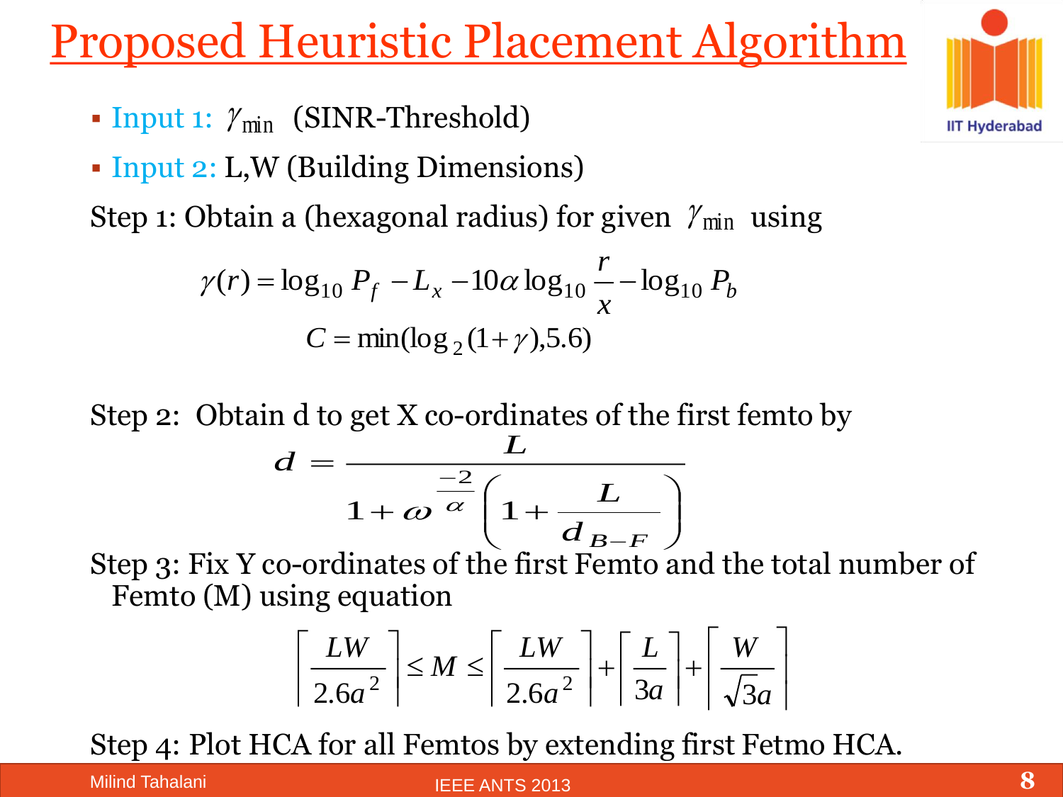# Proposed Heuristic Placement Algorithm

- Input 1: $\gamma_{\min}$ (SINR-Threshold)
- Input 2: L,W (Building Dimensions)

Step 1: Obtain a (hexagonal radius) for given $\gamma_{\min}$ using

$$\gamma(r) = \log_{10} P_f - L_x - 10\alpha \log_{10} \frac{r}{x} - \log_{10} P_b$$

$$C = \min(\log_2(1+\gamma), 5.6)$$

Step 2: Obtain d to get X co-ordinates of the first femto by

$$d = \frac{L}{1 + \omega^{\frac{-2}{\alpha}} \left(1 + \frac{L}{d_{B-F}}\right)}$$

Step 3: Fix Y co-ordinates of the first Femto and the total number of Femto (M) using equation

$$\left\lceil \frac{LW}{2.6a^2} \right\rceil \leq M \leq \left\lceil \frac{LW}{2.6a^2} \right\rceil + \left\lceil \frac{L}{3a} \right\rceil + \left\lceil \frac{W}{\sqrt{3}a} \right\rceil$$

Step 4: Plot HCA for all Femtos by extending first Fetmo HCA.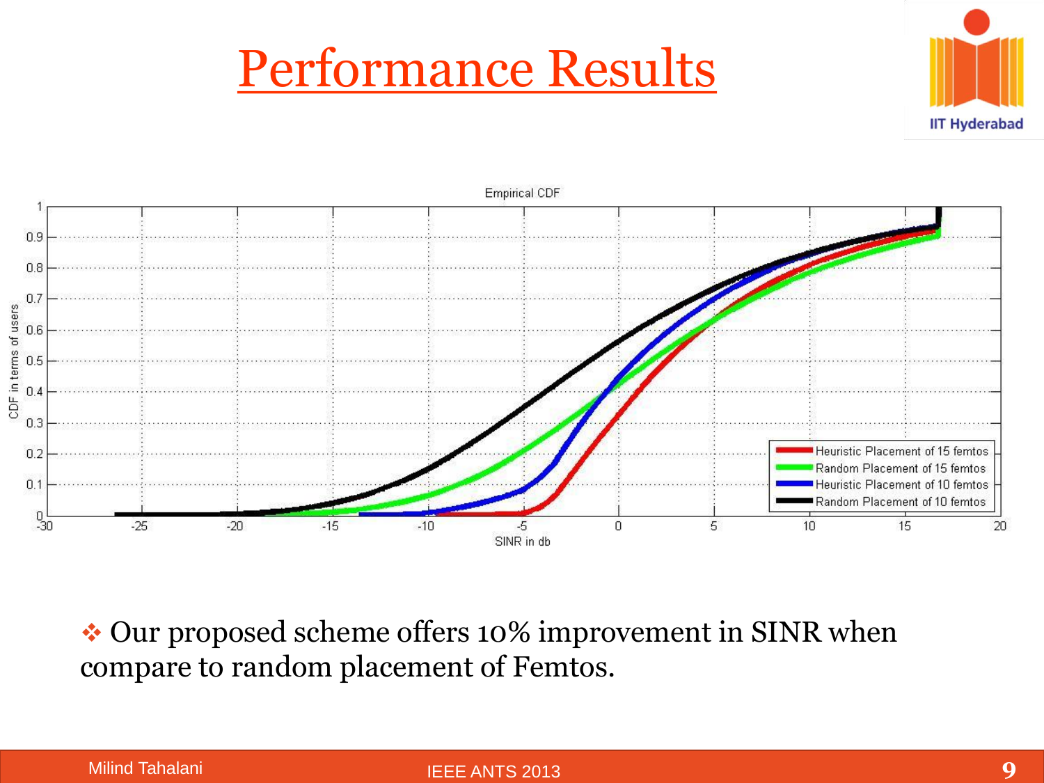# Performance Results

❖ Our proposed scheme offers 10% improvement in SINR when compare to random placement of Femtos.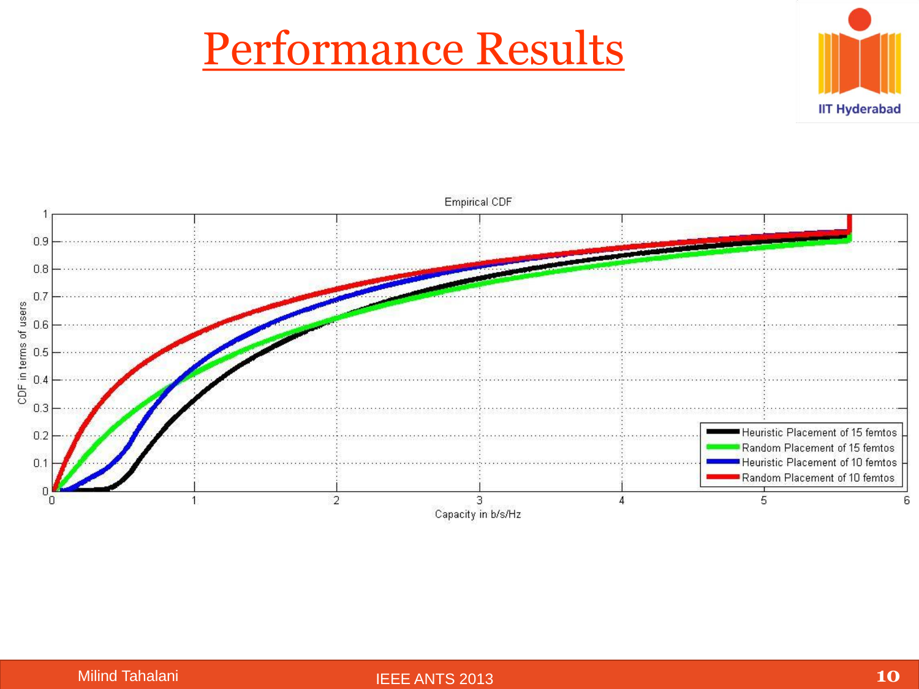# Performance Results

Empirical CDF

CDF in terms of users

Capacity in b/s/Hz

- Heuristic Placement of 15 femtos
- Random Placement of 15 femtos
- Heuristic Placement of 10 femtos
- Random Placement of 10 femtos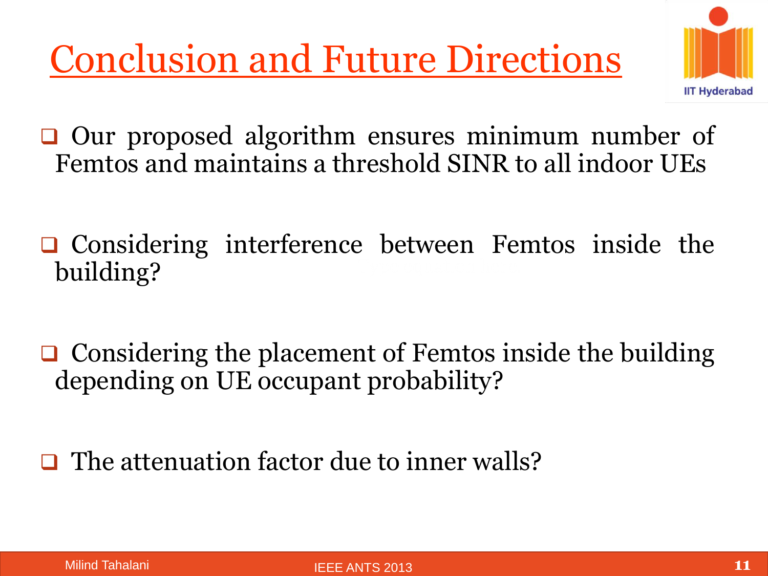# Conclusion and Future Directions

- Our proposed algorithm ensures minimum number of Femtos and maintains a threshold SINR to all indoor UEs
- Considering interference between Femtos inside the building?
- Considering the placement of Femtos inside the building depending on UE occupant probability?
- The attenuation factor due to inner walls?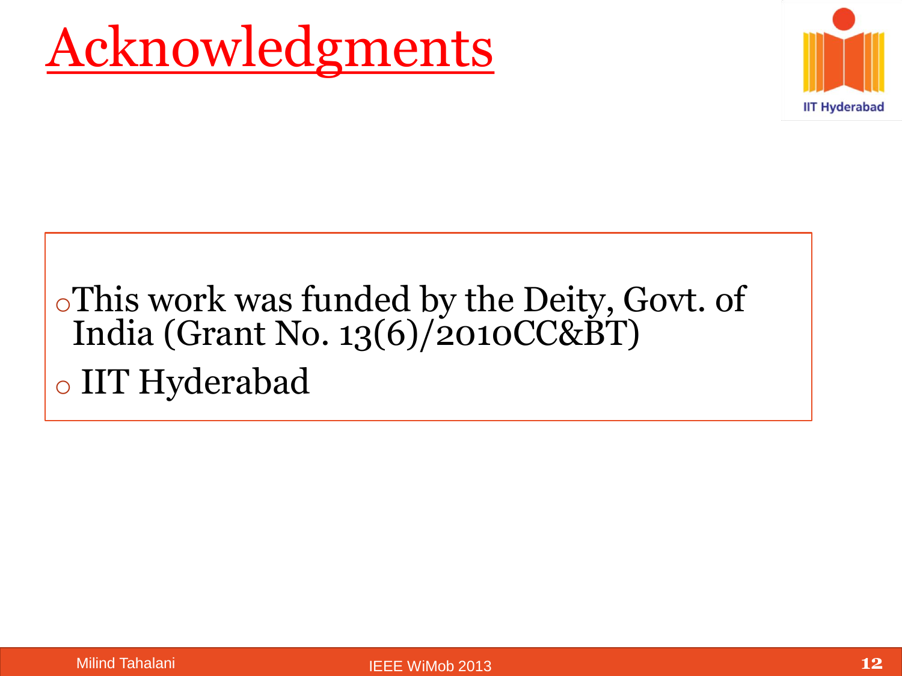# Acknowledgments

- This work was funded by the Deity, Govt. of India (Grant No. 13(6)/2010CC&BT)
- IIT Hyderabad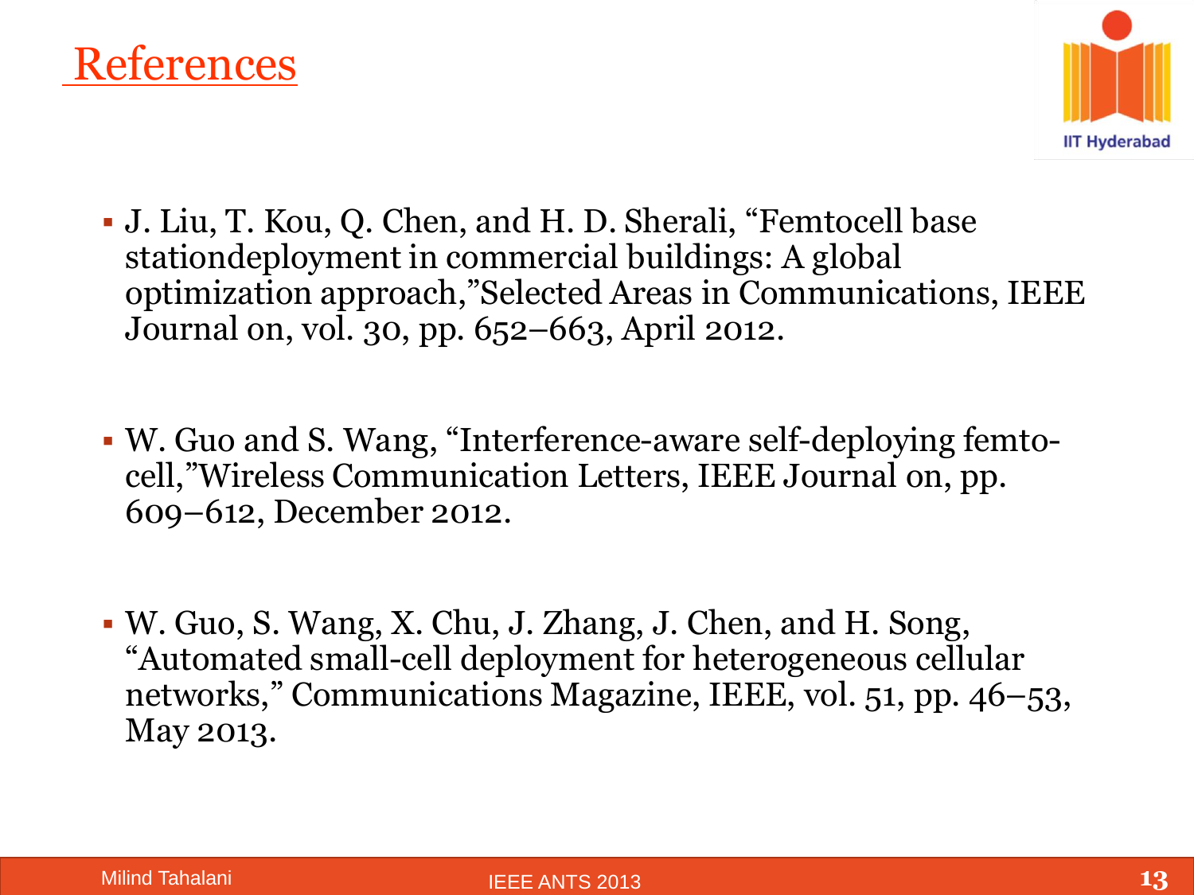# References

- J. Liu, T. Kou, Q. Chen, and H. D. Sherali, "Femtocell base stationdeployment in commercial buildings: A global optimization approach,"Selected Areas in Communications, IEEE Journal on, vol. 30, pp. 652–663, April 2012.
- W. Guo and S. Wang, "Interference-aware self-deploying femto-cell,"Wireless Communication Letters, IEEE Journal on, pp. 609–612, December 2012.
- W. Guo, S. Wang, X. Chu, J. Zhang, J. Chen, and H. Song, "Automated small-cell deployment for heterogeneous cellular networks," Communications Magazine, IEEE, vol. 51, pp. 46–53, May 2013.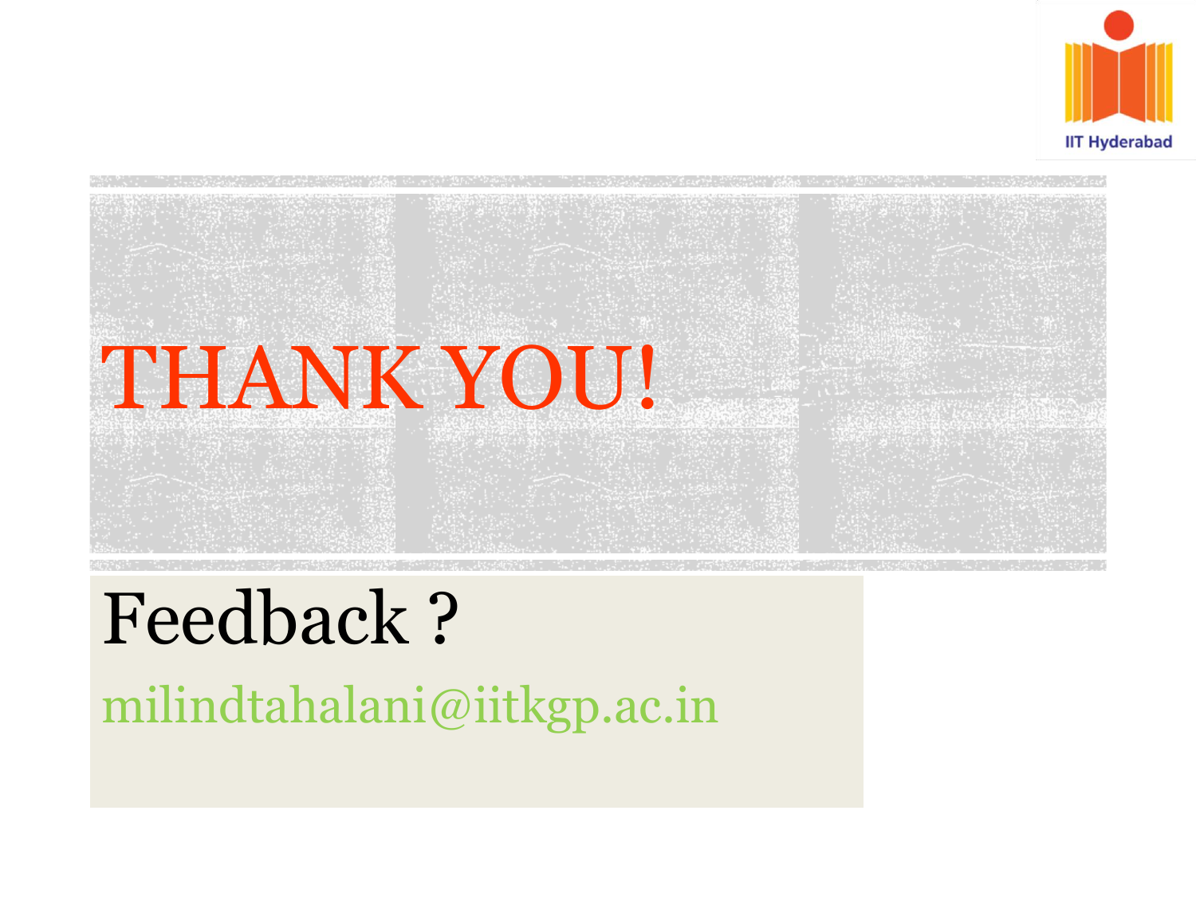# THANK YOU!

Feedback ?

milindtahalani@iitkgp.ac.in